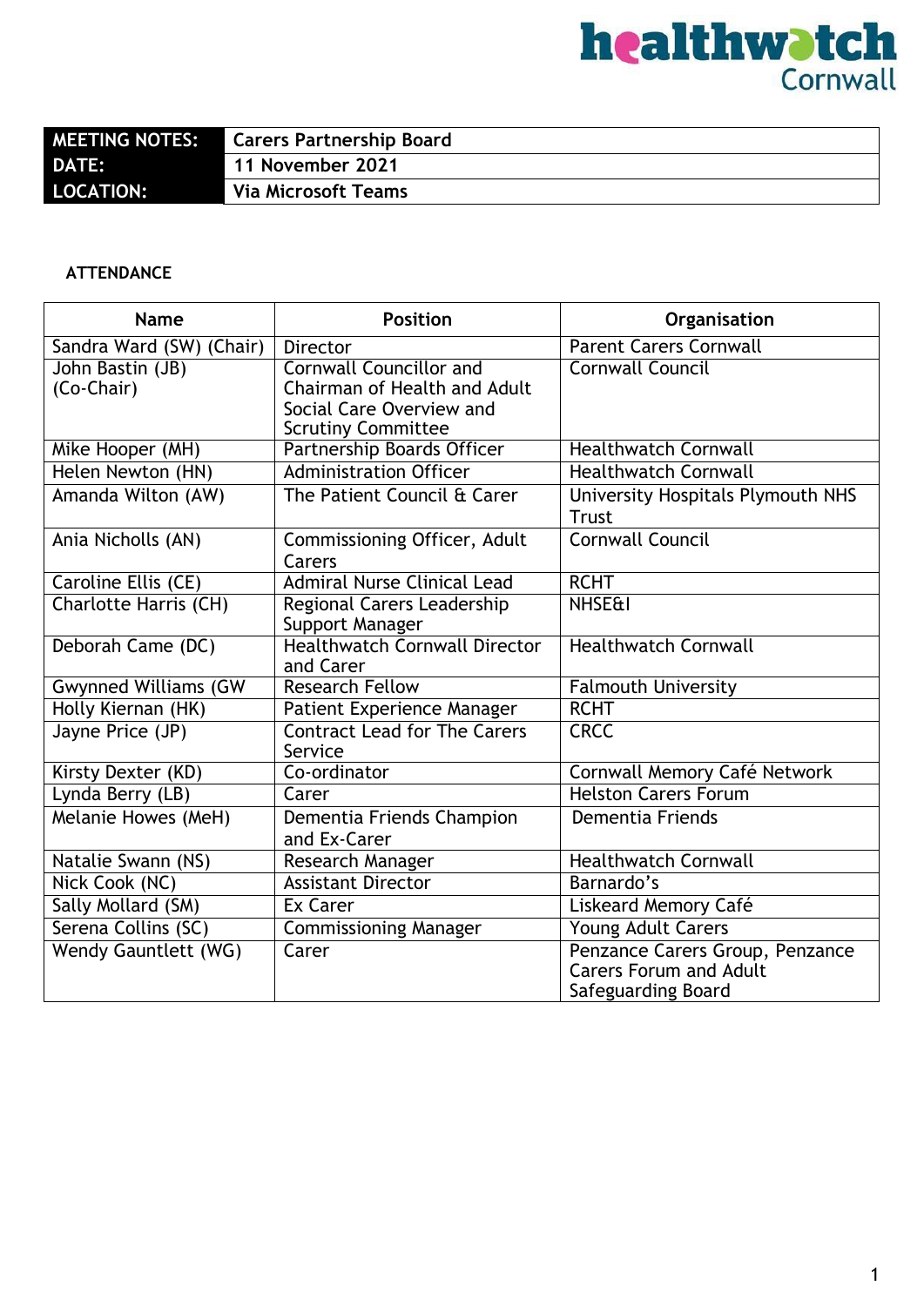healthwatch Cornwall

| MEETING NOTES: | Carers Partnership Board |
|---|---|
| DATE: | 11 November 2021 |
| LOCATION: | Via Microsoft Teams |

**ATTENDANCE**

| Name | Position | Organisation |
|---|---|---|
| Sandra Ward (SW) (Chair) | Director | Parent Carers Cornwall |
| John Bastin (JB) (Co-Chair) | Cornwall Councillor and Chairman of Health and Adult Social Care Overview and Scrutiny Committee | Cornwall Council |
| Mike Hooper (MH) | Partnership Boards Officer | Healthwatch Cornwall |
| Helen Newton (HN) | Administration Officer | Healthwatch Cornwall |
| Amanda Wilton (AW) | The Patient Council & Carer | University Hospitals Plymouth NHS Trust |
| Ania Nicholls (AN) | Commissioning Officer, Adult Carers | Cornwall Council |
| Caroline Ellis (CE) | Admiral Nurse Clinical Lead | RCHT |
| Charlotte Harris (CH) | Regional Carers Leadership Support Manager | NHSE&I |
| Deborah Came (DC) | Healthwatch Cornwall Director and Carer | Healthwatch Cornwall |
| Gwynned Williams (GW | Research Fellow | Falmouth University |
| Holly Kiernan (HK) | Patient Experience Manager | RCHT |
| Jayne Price (JP) | Contract Lead for The Carers Service | CRCC |
| Kirsty Dexter (KD) | Co-ordinator | Cornwall Memory Café Network |
| Lynda Berry (LB) | Carer | Helston Carers Forum |
| Melanie Howes (MeH) | Dementia Friends Champion and Ex-Carer | Dementia Friends |
| Natalie Swann (NS) | Research Manager | Healthwatch Cornwall |
| Nick Cook (NC) | Assistant Director | Barnardo's |
| Sally Mollard (SM) | Ex Carer | Liskeard Memory Café |
| Serena Collins (SC) | Commissioning Manager | Young Adult Carers |
| Wendy Gauntlett (WG) | Carer | Penzance Carers Group, Penzance Carers Forum and Adult Safeguarding Board |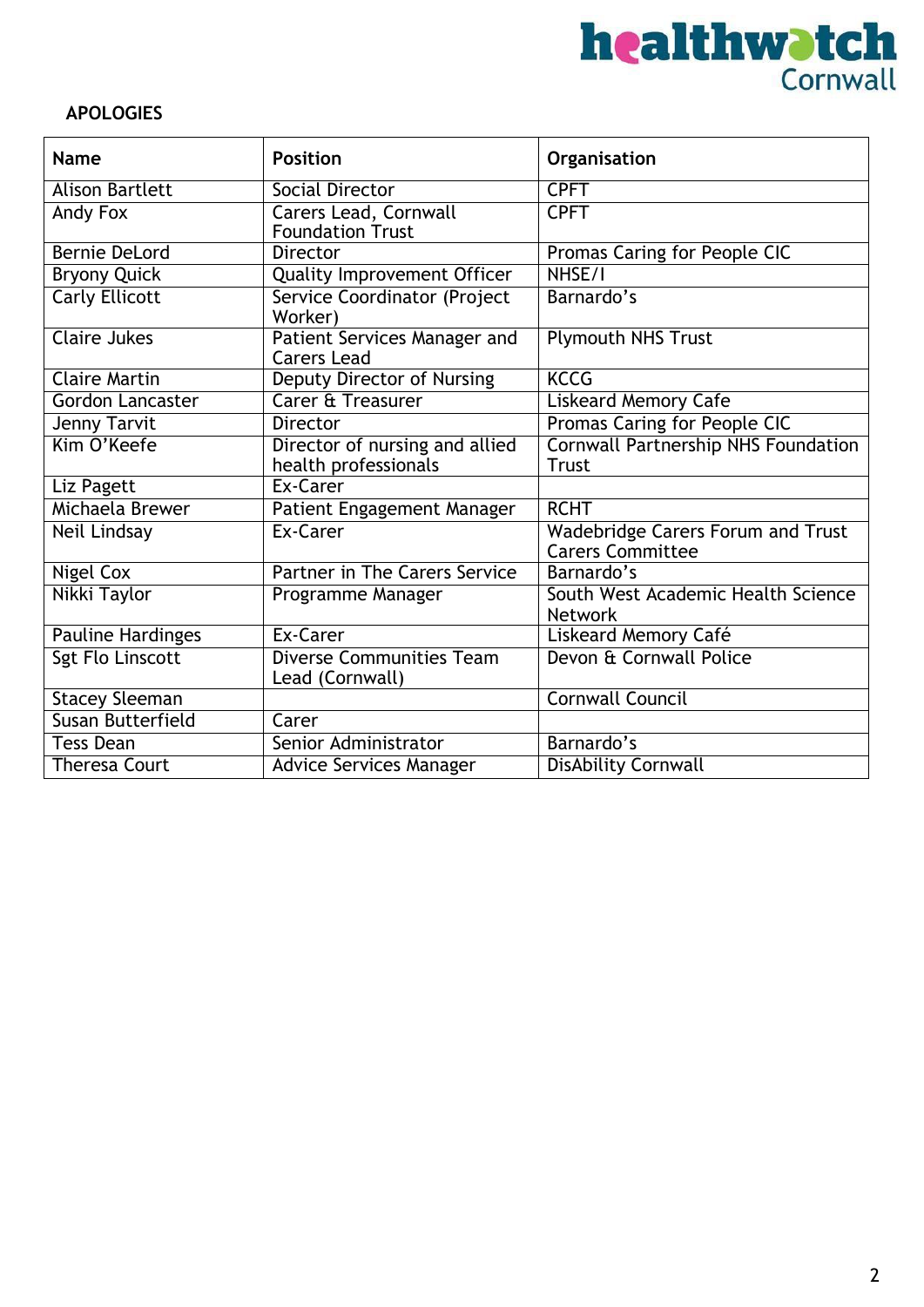## APOLOGIES

| Name | Position | Organisation |
|---|---|---|
| Alison Bartlett | Social Director | CPFT |
| Andy Fox | Carers Lead, Cornwall Foundation Trust | CPFT |
| Bernie DeLord | Director | Promas Caring for People CIC |
| Bryony Quick | Quality Improvement Officer | NHSE/I |
| Carly Ellicott | Service Coordinator (Project Worker) | Barnardo's |
| Claire Jukes | Patient Services Manager and Carers Lead | Plymouth NHS Trust |
| Claire Martin | Deputy Director of Nursing | KCCG |
| Gordon Lancaster | Carer & Treasurer | Liskeard Memory Cafe |
| Jenny Tarvit | Director | Promas Caring for People CIC |
| Kim O'Keefe | Director of nursing and allied health professionals | Cornwall Partnership NHS Foundation Trust |
| Liz Pagett | Ex-Carer | |
| Michaela Brewer | Patient Engagement Manager | RCHT |
| Neil Lindsay | Ex-Carer | Wadebridge Carers Forum and Trust Carers Committee |
| Nigel Cox | Partner in The Carers Service | Barnardo's |
| Nikki Taylor | Programme Manager | South West Academic Health Science Network |
| Pauline Hardinges | Ex-Carer | Liskeard Memory Café |
| Sgt Flo Linscott | Diverse Communities Team Lead (Cornwall) | Devon & Cornwall Police |
| Stacey Sleeman | | Cornwall Council |
| Susan Butterfield | Carer | |
| Tess Dean | Senior Administrator | Barnardo's |
| Theresa Court | Advice Services Manager | DisAbility Cornwall |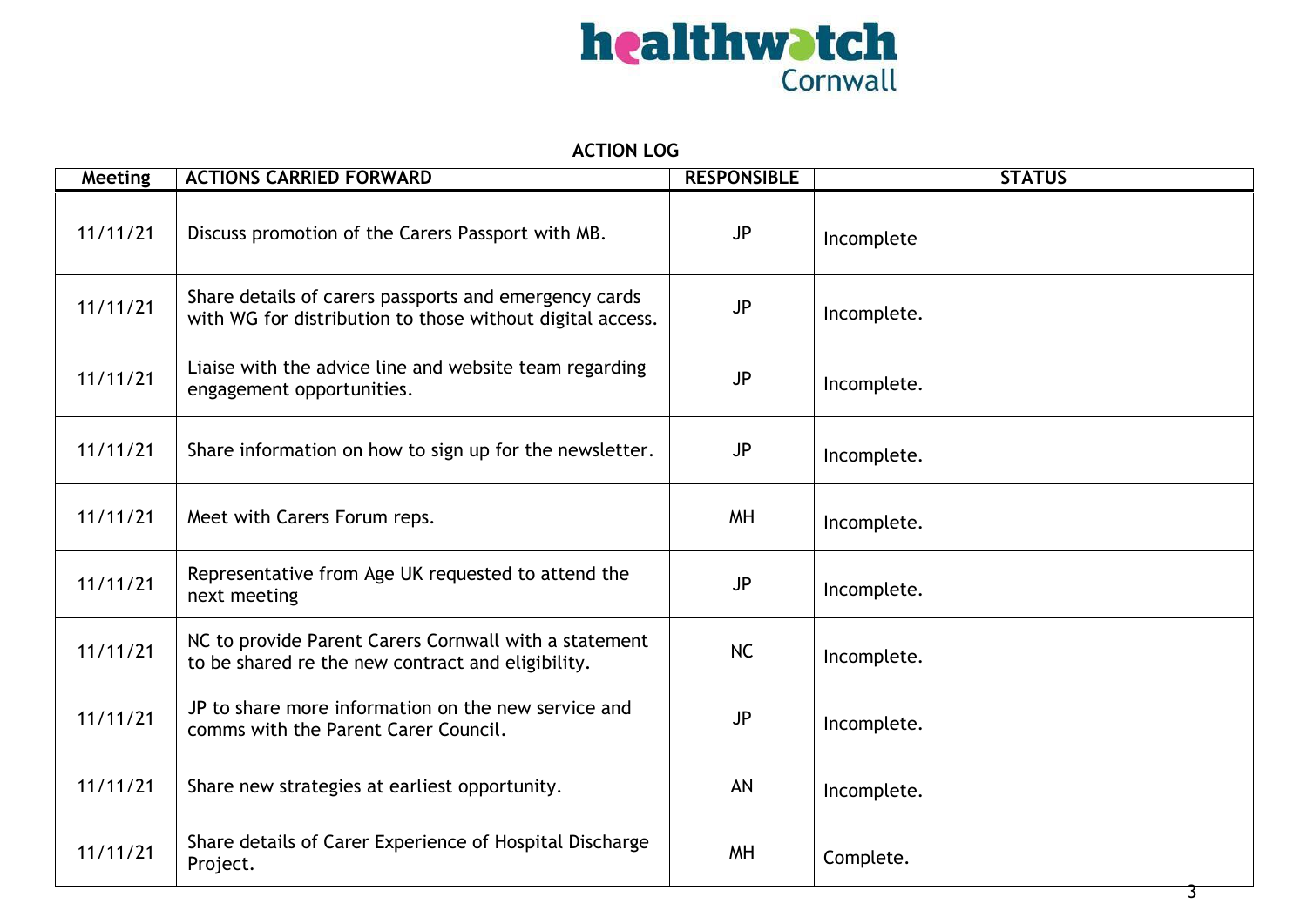**ACTION LOG**

| Meeting | ACTIONS CARRIED FORWARD | RESPONSIBLE | STATUS |
|---|---|---|---|
| 11/11/21 | Discuss promotion of the Carers Passport with MB. | JP | Incomplete |
| 11/11/21 | Share details of carers passports and emergency cards with WG for distribution to those without digital access. | JP | Incomplete. |
| 11/11/21 | Liaise with the advice line and website team regarding engagement opportunities. | JP | Incomplete. |
| 11/11/21 | Share information on how to sign up for the newsletter. | JP | Incomplete. |
| 11/11/21 | Meet with Carers Forum reps. | MH | Incomplete. |
| 11/11/21 | Representative from Age UK requested to attend the next meeting | JP | Incomplete. |
| 11/11/21 | NC to provide Parent Carers Cornwall with a statement to be shared re the new contract and eligibility. | NC | Incomplete. |
| 11/11/21 | JP to share more information on the new service and comms with the Parent Carer Council. | JP | Incomplete. |
| 11/11/21 | Share new strategies at earliest opportunity. | AN | Incomplete. |
| 11/11/21 | Share details of Carer Experience of Hospital Discharge Project. | MH | Complete. |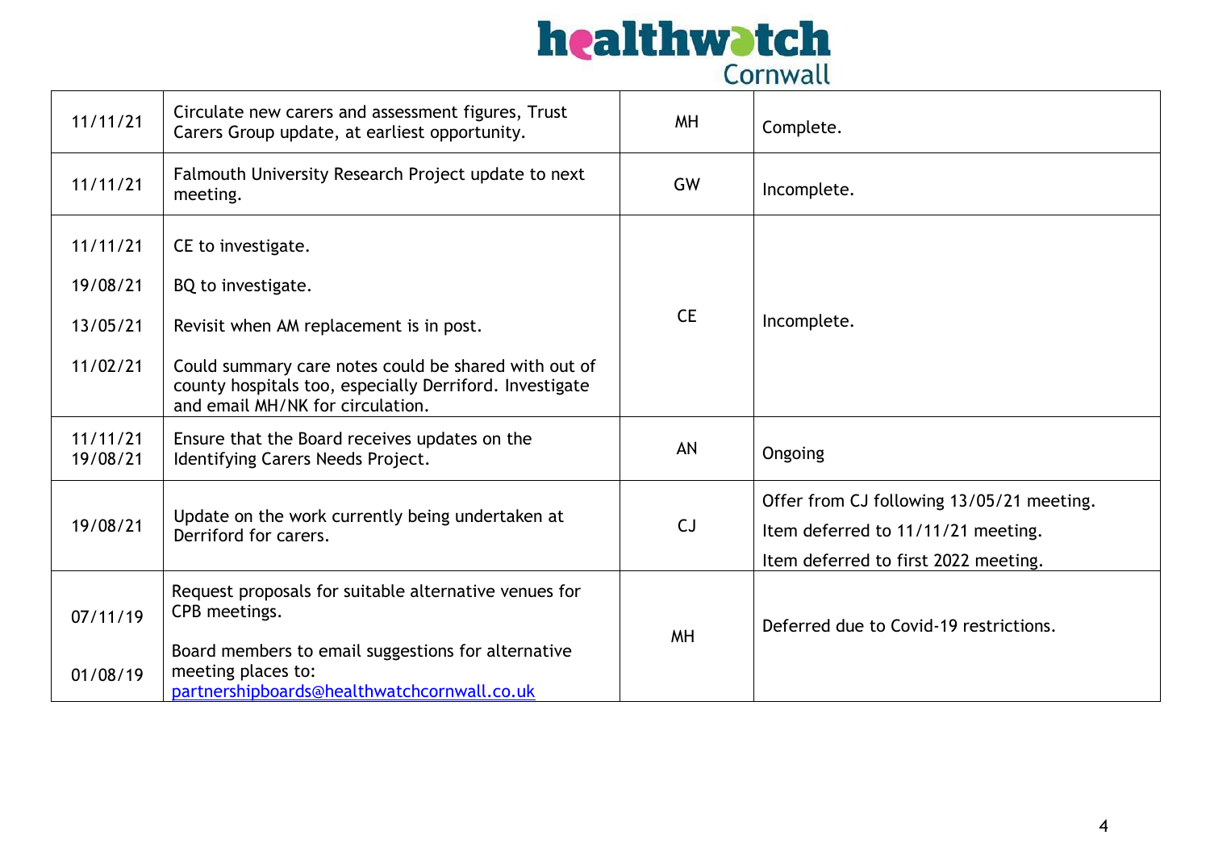| | | | |
|---|---|---|---|
| 11/11/21 | Circulate new carers and assessment figures, Trust Carers Group update, at earliest opportunity. | MH | Complete. |
| 11/11/21 | Falmouth University Research Project update to next meeting. | GW | Incomplete. |
| 11/11/21<br>19/08/21<br>13/05/21<br>11/02/21 | CE to investigate.<br>BQ to investigate.<br>Revisit when AM replacement is in post.<br>Could summary care notes could be shared with out of county hospitals too, especially Derriford. Investigate and email MH/NK for circulation. | CE | Incomplete. |
| 11/11/21<br>19/08/21 | Ensure that the Board receives updates on the Identifying Carers Needs Project. | AN | Ongoing |
| 19/08/21 | Update on the work currently being undertaken at Derriford for carers. | CJ | Offer from CJ following 13/05/21 meeting.<br>Item deferred to 11/11/21 meeting.<br>Item deferred to first 2022 meeting. |
| 07/11/19<br>01/08/19 | Request proposals for suitable alternative venues for CPB meetings.<br>Board members to email suggestions for alternative meeting places to: partnershipboards@healthwatchcornwall.co.uk | MH | Deferred due to Covid-19 restrictions. |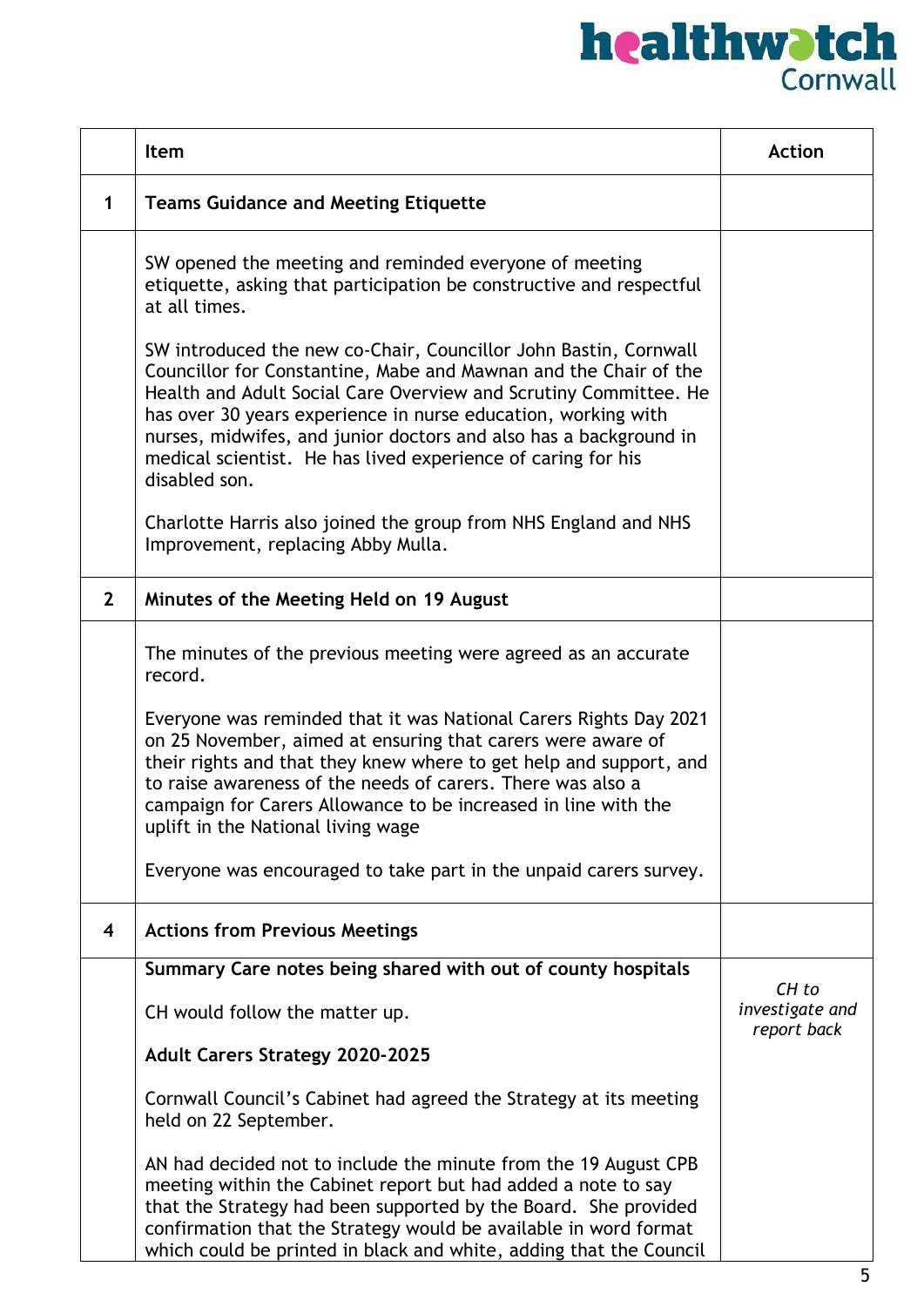| | Item | Action |
|---|---|---|
| 1 | **Teams Guidance and Meeting Etiquette** | |
| | SW opened the meeting and reminded everyone of meeting etiquette, asking that participation be constructive and respectful at all times.<br><br>SW introduced the new co-Chair, Councillor John Bastin, Cornwall Councillor for Constantine, Mabe and Mawnan and the Chair of the Health and Adult Social Care Overview and Scrutiny Committee. He has over 30 years experience in nurse education, working with nurses, midwifes, and junior doctors and also has a background in medical scientist. He has lived experience of caring for his disabled son.<br><br>Charlotte Harris also joined the group from NHS England and NHS Improvement, replacing Abby Mulla. | |
| 2 | **Minutes of the Meeting Held on 19 August** | |
| | The minutes of the previous meeting were agreed as an accurate record.<br><br>Everyone was reminded that it was National Carers Rights Day 2021 on 25 November, aimed at ensuring that carers were aware of their rights and that they knew where to get help and support, and to raise awareness of the needs of carers. There was also a campaign for Carers Allowance to be increased in line with the uplift in the National living wage<br><br>Everyone was encouraged to take part in the unpaid carers survey. | |
| 4 | **Actions from Previous Meetings** | |
| | **Summary Care notes being shared with out of county hospitals**<br><br>CH would follow the matter up.<br><br>**Adult Carers Strategy 2020-2025**<br><br>Cornwall Council's Cabinet had agreed the Strategy at its meeting held on 22 September.<br><br>AN had decided not to include the minute from the 19 August CPB meeting within the Cabinet report but had added a note to say that the Strategy had been supported by the Board. She provided confirmation that the Strategy would be available in word format which could be printed in black and white, adding that the Council | *CH to investigate and report back* |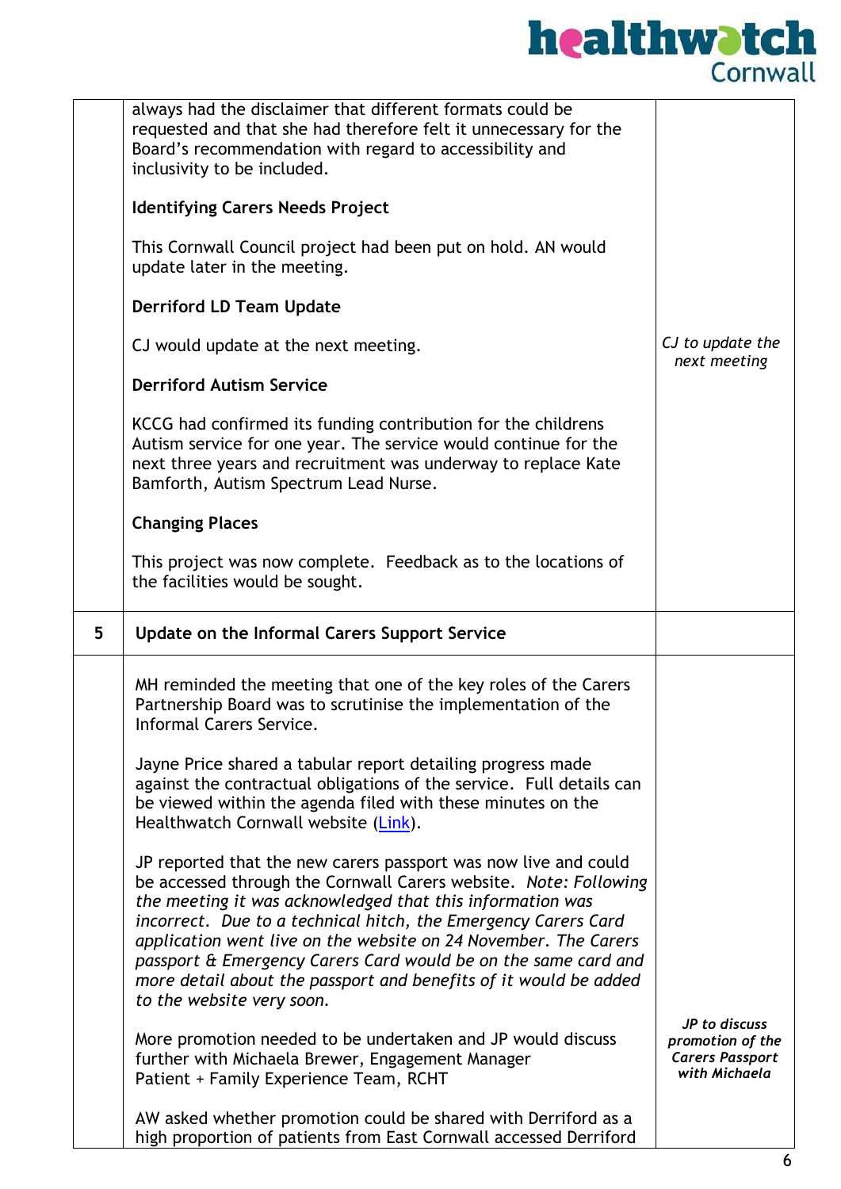| | | |
|---|---|---|
| | always had the disclaimer that different formats could be requested and that she had therefore felt it unnecessary for the Board's recommendation with regard to accessibility and inclusivity to be included.<br><br>**Identifying Carers Needs Project**<br><br>This Cornwall Council project had been put on hold. AN would update later in the meeting.<br><br>**Derriford LD Team Update**<br><br>CJ would update at the next meeting.<br><br>**Derriford Autism Service**<br><br>KCCG had confirmed its funding contribution for the childrens Autism service for one year. The service would continue for the next three years and recruitment was underway to replace Kate Bamforth, Autism Spectrum Lead Nurse.<br><br>**Changing Places**<br><br>This project was now complete. Feedback as to the locations of the facilities would be sought. | *CJ to update the next meeting* |
| **5** | **Update on the Informal Carers Support Service** | |
| | MH reminded the meeting that one of the key roles of the Carers Partnership Board was to scrutinise the implementation of the Informal Carers Service.<br><br>Jayne Price shared a tabular report detailing progress made against the contractual obligations of the service. Full details can be viewed within the agenda filed with these minutes on the Healthwatch Cornwall website ([Link](#)).<br><br>JP reported that the new carers passport was now live and could be accessed through the Cornwall Carers website. *Note: Following the meeting it was acknowledged that this information was incorrect. Due to a technical hitch, the Emergency Carers Card application went live on the website on 24 November. The Carers passport & Emergency Carers Card would be on the same card and more detail about the passport and benefits of it would be added to the website very soon.*<br><br>More promotion needed to be undertaken and JP would discuss further with Michaela Brewer, Engagement Manager Patient + Family Experience Team, RCHT<br><br>AW asked whether promotion could be shared with Derriford as a high proportion of patients from East Cornwall accessed Derriford | ***JP to discuss promotion of the Carers Passport with Michaela*** |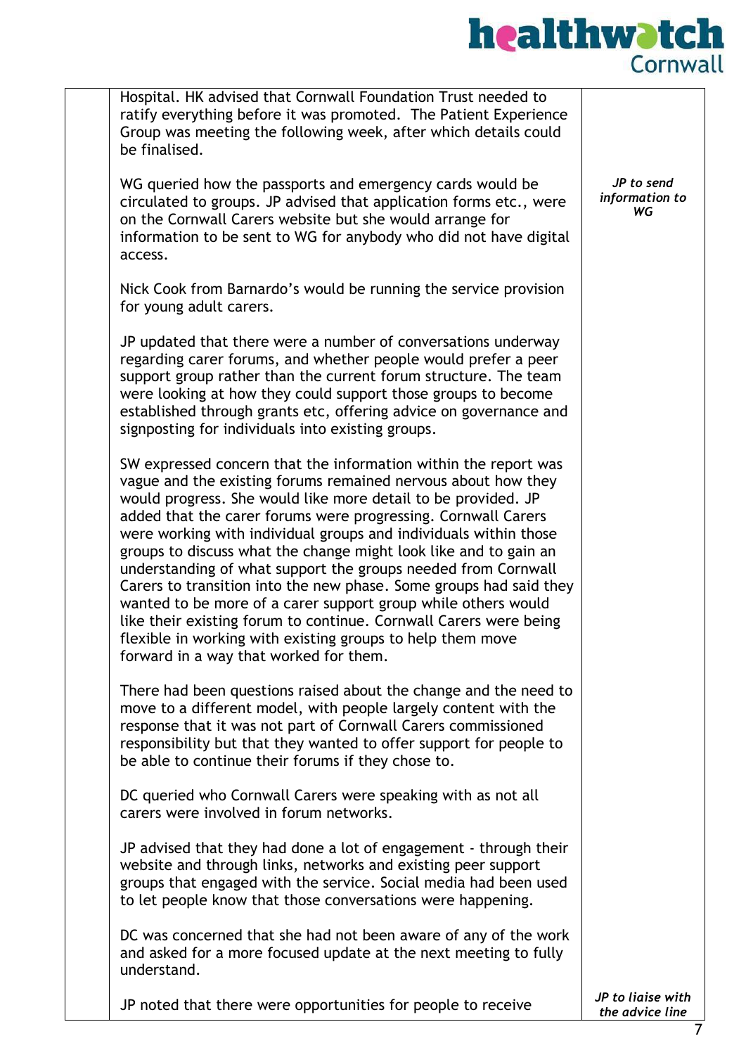| | | |
|---|---|---|
| | Hospital. HK advised that Cornwall Foundation Trust needed to ratify everything before it was promoted. The Patient Experience Group was meeting the following week, after which details could be finalised.<br><br>WG queried how the passports and emergency cards would be circulated to groups. JP advised that application forms etc., were on the Cornwall Carers website but she would arrange for information to be sent to WG for anybody who did not have digital access.<br><br>Nick Cook from Barnardo's would be running the service provision for young adult carers.<br><br>JP updated that there were a number of conversations underway regarding carer forums, and whether people would prefer a peer support group rather than the current forum structure. The team were looking at how they could support those groups to become established through grants etc, offering advice on governance and signposting for individuals into existing groups.<br><br>SW expressed concern that the information within the report was vague and the existing forums remained nervous about how they would progress. She would like more detail to be provided. JP added that the carer forums were progressing. Cornwall Carers were working with individual groups and individuals within those groups to discuss what the change might look like and to gain an understanding of what support the groups needed from Cornwall Carers to transition into the new phase. Some groups had said they wanted to be more of a carer support group while others would like their existing forum to continue. Cornwall Carers were being flexible in working with existing groups to help them move forward in a way that worked for them.<br><br>There had been questions raised about the change and the need to move to a different model, with people largely content with the response that it was not part of Cornwall Carers commissioned responsibility but that they wanted to offer support for people to be able to continue their forums if they chose to.<br><br>DC queried who Cornwall Carers were speaking with as not all carers were involved in forum networks.<br><br>JP advised that they had done a lot of engagement - through their website and through links, networks and existing peer support groups that engaged with the service. Social media had been used to let people know that those conversations were happening.<br><br>DC was concerned that she had not been aware of any of the work and asked for a more focused update at the next meeting to fully understand.<br><br>JP noted that there were opportunities for people to receive | *JP to send information to WG*<br><br><br><br><br><br><br><br><br><br><br><br><br><br><br><br><br><br><br><br><br><br><br><br><br><br><br><br><br><br><br><br><br><br><br><br><br><br><br><br><br><br>*JP to liaise with the advice line* |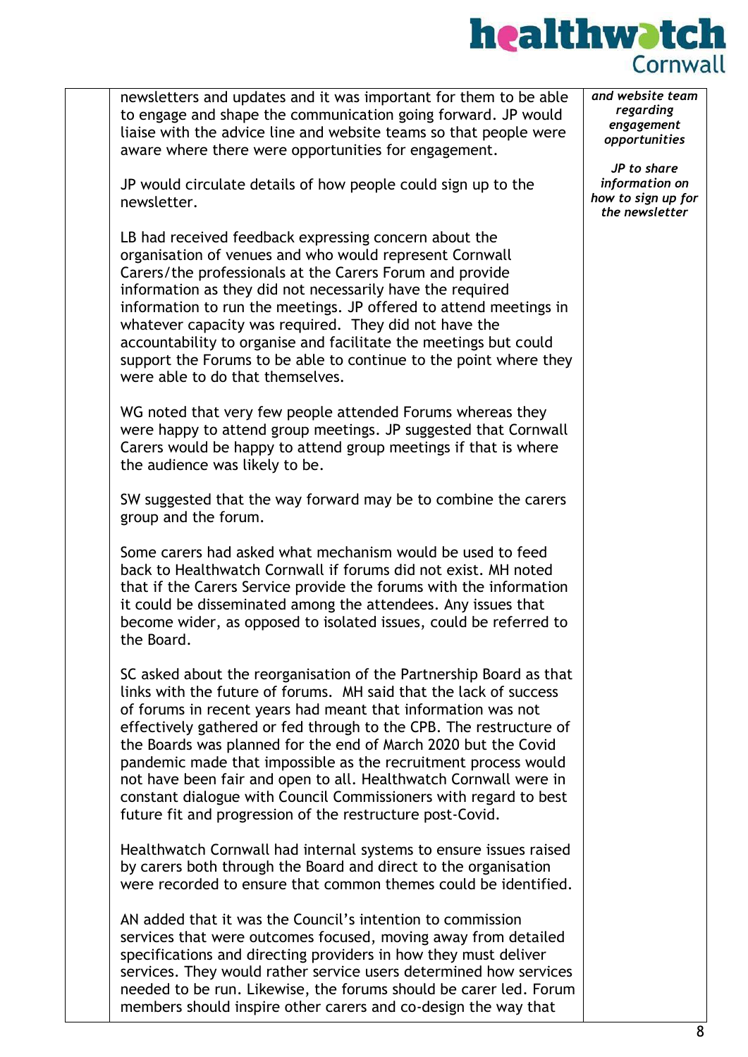| | | |
|---|---|---|
| | newsletters and updates and it was important for them to be able to engage and shape the communication going forward. JP would liaise with the advice line and website teams so that people were aware where there were opportunities for engagement.<br><br>JP would circulate details of how people could sign up to the newsletter.<br><br>LB had received feedback expressing concern about the organisation of venues and who would represent Cornwall Carers/the professionals at the Carers Forum and provide information as they did not necessarily have the required information to run the meetings. JP offered to attend meetings in whatever capacity was required. They did not have the accountability to organise and facilitate the meetings but could support the Forums to be able to continue to the point where they were able to do that themselves.<br><br>WG noted that very few people attended Forums whereas they were happy to attend group meetings. JP suggested that Cornwall Carers would be happy to attend group meetings if that is where the audience was likely to be.<br><br>SW suggested that the way forward may be to combine the carers group and the forum.<br><br>Some carers had asked what mechanism would be used to feed back to Healthwatch Cornwall if forums did not exist. MH noted that if the Carers Service provide the forums with the information it could be disseminated among the attendees. Any issues that become wider, as opposed to isolated issues, could be referred to the Board.<br><br>SC asked about the reorganisation of the Partnership Board as that links with the future of forums. MH said that the lack of success of forums in recent years had meant that information was not effectively gathered or fed through to the CPB. The restructure of the Boards was planned for the end of March 2020 but the Covid pandemic made that impossible as the recruitment process would not have been fair and open to all. Healthwatch Cornwall were in constant dialogue with Council Commissioners with regard to best future fit and progression of the restructure post-Covid.<br><br>Healthwatch Cornwall had internal systems to ensure issues raised by carers both through the Board and direct to the organisation were recorded to ensure that common themes could be identified.<br><br>AN added that it was the Council's intention to commission services that were outcomes focused, moving away from detailed specifications and directing providers in how they must deliver services. They would rather service users determined how services needed to be run. Likewise, the forums should be carer led. Forum members should inspire other carers and co-design the way that | *and website team regarding engagement opportunities*<br><br>*JP to share information on how to sign up for the newsletter* |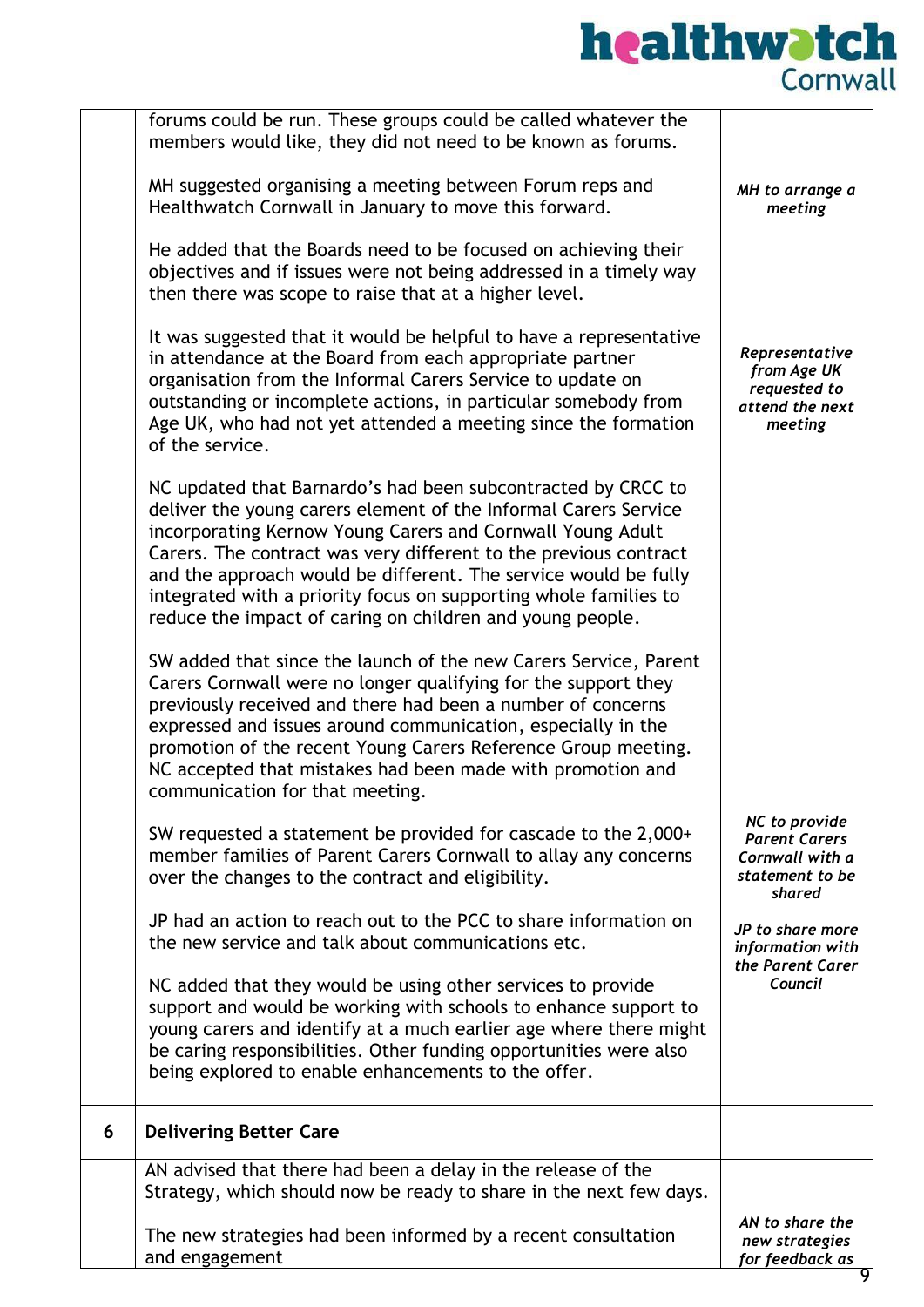| | | |
|---|---|---|
| | forums could be run. These groups could be called whatever the members would like, they did not need to be known as forums.<br><br>MH suggested organising a meeting between Forum reps and Healthwatch Cornwall in January to move this forward.<br><br>He added that the Boards need to be focused on achieving their objectives and if issues were not being addressed in a timely way then there was scope to raise that at a higher level.<br><br>It was suggested that it would be helpful to have a representative in attendance at the Board from each appropriate partner organisation from the Informal Carers Service to update on outstanding or incomplete actions, in particular somebody from Age UK, who had not yet attended a meeting since the formation of the service.<br><br>NC updated that Barnardo's had been subcontracted by CRCC to deliver the young carers element of the Informal Carers Service incorporating Kernow Young Carers and Cornwall Young Adult Carers. The contract was very different to the previous contract and the approach would be different. The service would be fully integrated with a priority focus on supporting whole families to reduce the impact of caring on children and young people.<br><br>SW added that since the launch of the new Carers Service, Parent Carers Cornwall were no longer qualifying for the support they previously received and there had been a number of concerns expressed and issues around communication, especially in the promotion of the recent Young Carers Reference Group meeting. NC accepted that mistakes had been made with promotion and communication for that meeting.<br><br>SW requested a statement be provided for cascade to the 2,000+ member families of Parent Carers Cornwall to allay any concerns over the changes to the contract and eligibility.<br><br>JP had an action to reach out to the PCC to share information on the new service and talk about communications etc.<br><br>NC added that they would be using other services to provide support and would be working with schools to enhance support to young carers and identify at a much earlier age where there might be caring responsibilities. Other funding opportunities were also being explored to enable enhancements to the offer. | *MH to arrange a meeting*<br><br>*Representative from Age UK requested to attend the next meeting*<br><br>*NC to provide Parent Carers Cornwall with a statement to be shared*<br><br>*JP to share more information with the Parent Carer Council* |
| **6** | **Delivering Better Care** | |
| | AN advised that there had been a delay in the release of the Strategy, which should now be ready to share in the next few days.<br><br>The new strategies had been informed by a recent consultation and engagement | *AN to share the new strategies for feedback as* |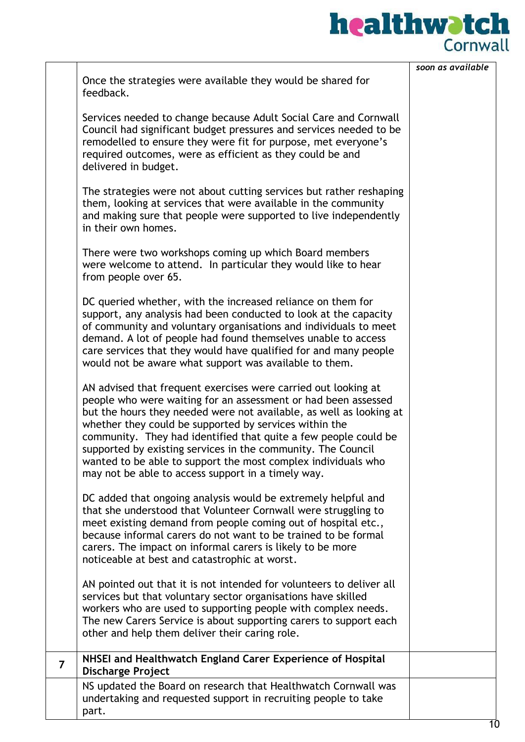| | | |
|---|---|---|
| | Once the strategies were available they would be shared for feedback.<br><br>Services needed to change because Adult Social Care and Cornwall Council had significant budget pressures and services needed to be remodelled to ensure they were fit for purpose, met everyone's required outcomes, were as efficient as they could be and delivered in budget.<br><br>The strategies were not about cutting services but rather reshaping them, looking at services that were available in the community and making sure that people were supported to live independently in their own homes.<br><br>There were two workshops coming up which Board members were welcome to attend. In particular they would like to hear from people over 65.<br><br>DC queried whether, with the increased reliance on them for support, any analysis had been conducted to look at the capacity of community and voluntary organisations and individuals to meet demand. A lot of people had found themselves unable to access care services that they would have qualified for and many people would not be aware what support was available to them.<br><br>AN advised that frequent exercises were carried out looking at people who were waiting for an assessment or had been assessed but the hours they needed were not available, as well as looking at whether they could be supported by services within the community. They had identified that quite a few people could be supported by existing services in the community. The Council wanted to be able to support the most complex individuals who may not be able to access support in a timely way.<br><br>DC added that ongoing analysis would be extremely helpful and that she understood that Volunteer Cornwall were struggling to meet existing demand from people coming out of hospital etc., because informal carers do not want to be trained to be formal carers. The impact on informal carers is likely to be more noticeable at best and catastrophic at worst.<br><br>AN pointed out that it is not intended for volunteers to deliver all services but that voluntary sector organisations have skilled workers who are used to supporting people with complex needs. The new Carers Service is about supporting carers to support each other and help them deliver their caring role. | *soon as available* |
| **7** | **NHSEI and Healthwatch England Carer Experience of Hospital Discharge Project** | |
| | NS updated the Board on research that Healthwatch Cornwall was undertaking and requested support in recruiting people to take part. | |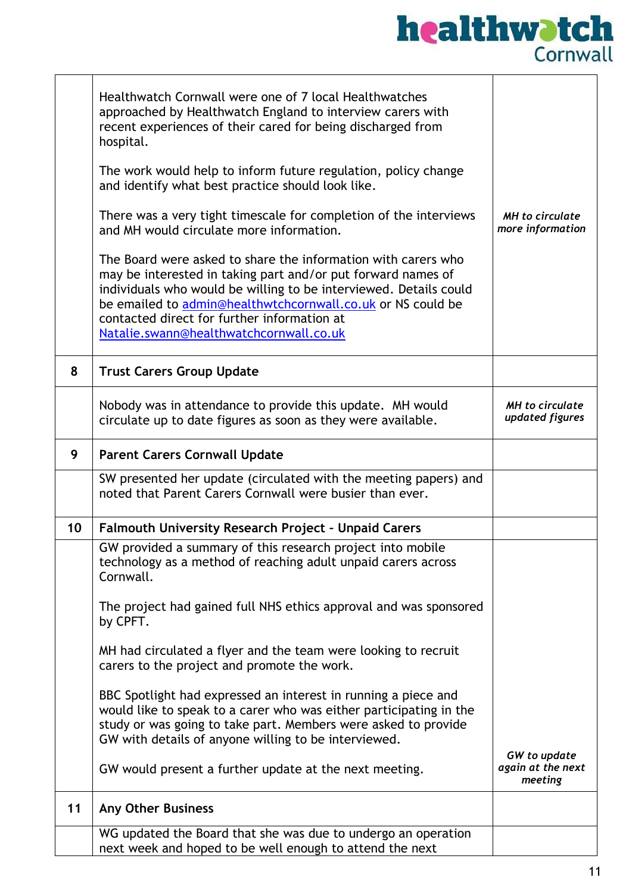| | | |
|---|---|---|
| | Healthwatch Cornwall were one of 7 local Healthwatches approached by Healthwatch England to interview carers with recent experiences of their cared for being discharged from hospital.<br><br>The work would help to inform future regulation, policy change and identify what best practice should look like.<br><br>There was a very tight timescale for completion of the interviews and MH would circulate more information.<br><br>The Board were asked to share the information with carers who may be interested in taking part and/or put forward names of individuals who would be willing to be interviewed. Details could be emailed to admin@healthwtchcornwall.co.uk or NS could be contacted direct for further information at Natalie.swann@healthwatchcornwall.co.uk | *MH to circulate more information* |
| **8** | **Trust Carers Group Update** | |
| | Nobody was in attendance to provide this update. MH would circulate up to date figures as soon as they were available. | *MH to circulate updated figures* |
| **9** | **Parent Carers Cornwall Update** | |
| | SW presented her update (circulated with the meeting papers) and noted that Parent Carers Cornwall were busier than ever. | |
| **10** | **Falmouth University Research Project - Unpaid Carers** | |
| | GW provided a summary of this research project into mobile technology as a method of reaching adult unpaid carers across Cornwall.<br><br>The project had gained full NHS ethics approval and was sponsored by CPFT.<br><br>MH had circulated a flyer and the team were looking to recruit carers to the project and promote the work.<br><br>BBC Spotlight had expressed an interest in running a piece and would like to speak to a carer who was either participating in the study or was going to take part. Members were asked to provide GW with details of anyone willing to be interviewed.<br><br>GW would present a further update at the next meeting. | *GW to update again at the next meeting* |
| **11** | **Any Other Business** | |
| | WG updated the Board that she was due to undergo an operation next week and hoped to be well enough to attend the next | |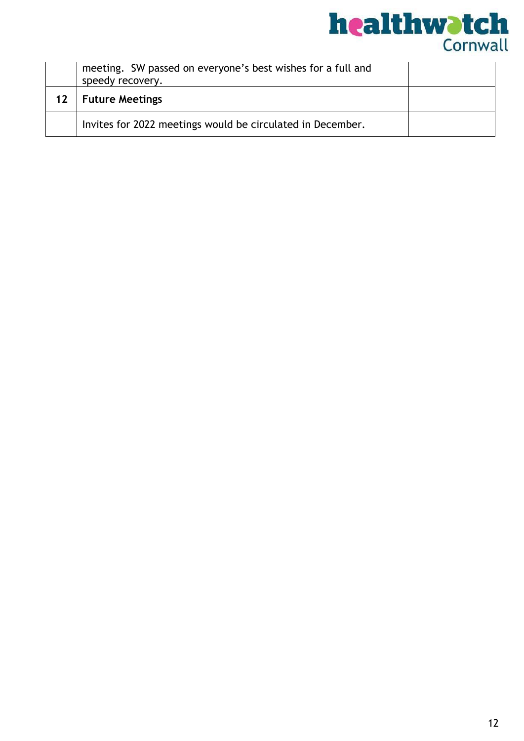| | | |
|---|---|---|
| | meeting. SW passed on everyone's best wishes for a full and speedy recovery. | |
| 12 | **Future Meetings** | |
| | Invites for 2022 meetings would be circulated in December. | |